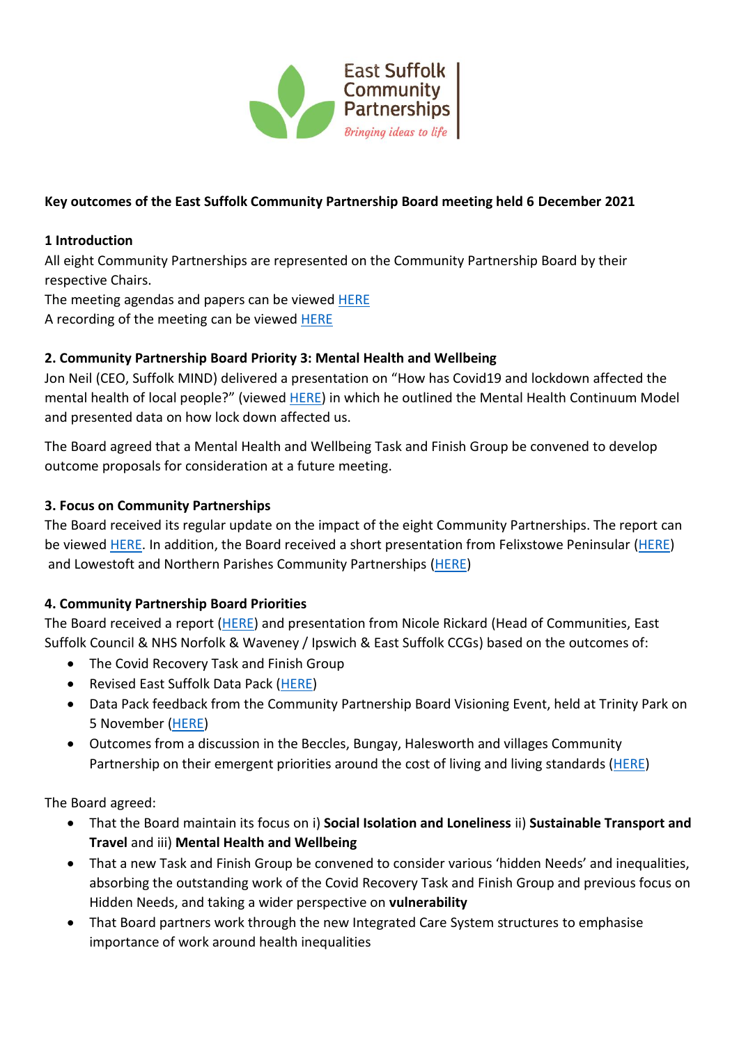East Suffolk Community Partnerships

*Bringing ideas to life*

**Key outcomes of the East Suffolk Community Partnership Board meeting held 6 December 2021**

**1 Introduction**

All eight Community Partnerships are represented on the Community Partnership Board by their respective Chairs.

The meeting agendas and papers can be viewed HERE

A recording of the meeting can be viewed HERE

**2. Community Partnership Board Priority 3: Mental Health and Wellbeing**

Jon Neil (CEO, Suffolk MIND) delivered a presentation on "How has Covid19 and lockdown affected the mental health of local people?" (viewed HERE) in which he outlined the Mental Health Continuum Model and presented data on how lock down affected us.

The Board agreed that a Mental Health and Wellbeing Task and Finish Group be convened to develop outcome proposals for consideration at a future meeting.

**3. Focus on Community Partnerships**

The Board received its regular update on the impact of the eight Community Partnerships. The report can be viewed HERE. In addition, the Board received a short presentation from Felixstowe Peninsular (HERE) and Lowestoft and Northern Parishes Community Partnerships (HERE)

**4. Community Partnership Board Priorities**

The Board received a report (HERE) and presentation from Nicole Rickard (Head of Communities, East Suffolk Council & NHS Norfolk & Waveney / Ipswich & East Suffolk CCGs) based on the outcomes of:

- The Covid Recovery Task and Finish Group
- Revised East Suffolk Data Pack (HERE)
- Data Pack feedback from the Community Partnership Board Visioning Event, held at Trinity Park on 5 November (HERE)
- Outcomes from a discussion in the Beccles, Bungay, Halesworth and villages Community Partnership on their emergent priorities around the cost of living and living standards (HERE)

The Board agreed:

- That the Board maintain its focus on i) **Social Isolation and Loneliness** ii) **Sustainable Transport and Travel** and iii) **Mental Health and Wellbeing**
- That a new Task and Finish Group be convened to consider various 'hidden Needs' and inequalities, absorbing the outstanding work of the Covid Recovery Task and Finish Group and previous focus on Hidden Needs, and taking a wider perspective on **vulnerability**
- That Board partners work through the new Integrated Care System structures to emphasise importance of work around health inequalities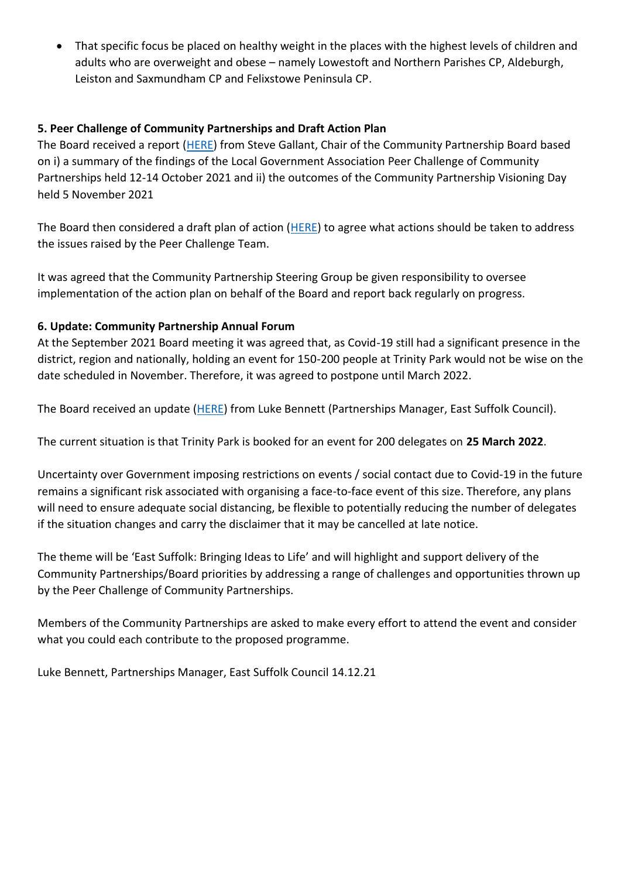- That specific focus be placed on healthy weight in the places with the highest levels of children and adults who are overweight and obese – namely Lowestoft and Northern Parishes CP, Aldeburgh, Leiston and Saxmundham CP and Felixstowe Peninsula CP.

**5. Peer Challenge of Community Partnerships and Draft Action Plan**

The Board received a report (HERE) from Steve Gallant, Chair of the Community Partnership Board based on i) a summary of the findings of the Local Government Association Peer Challenge of Community Partnerships held 12-14 October 2021 and ii) the outcomes of the Community Partnership Visioning Day held 5 November 2021

The Board then considered a draft plan of action (HERE) to agree what actions should be taken to address the issues raised by the Peer Challenge Team.

It was agreed that the Community Partnership Steering Group be given responsibility to oversee implementation of the action plan on behalf of the Board and report back regularly on progress.

**6. Update: Community Partnership Annual Forum**

At the September 2021 Board meeting it was agreed that, as Covid-19 still had a significant presence in the district, region and nationally, holding an event for 150-200 people at Trinity Park would not be wise on the date scheduled in November. Therefore, it was agreed to postpone until March 2022.

The Board received an update (HERE) from Luke Bennett (Partnerships Manager, East Suffolk Council).

The current situation is that Trinity Park is booked for an event for 200 delegates on **25 March 2022**.

Uncertainty over Government imposing restrictions on events / social contact due to Covid-19 in the future remains a significant risk associated with organising a face-to-face event of this size. Therefore, any plans will need to ensure adequate social distancing, be flexible to potentially reducing the number of delegates if the situation changes and carry the disclaimer that it may be cancelled at late notice.

The theme will be 'East Suffolk: Bringing Ideas to Life' and will highlight and support delivery of the Community Partnerships/Board priorities by addressing a range of challenges and opportunities thrown up by the Peer Challenge of Community Partnerships.

Members of the Community Partnerships are asked to make every effort to attend the event and consider what you could each contribute to the proposed programme.

Luke Bennett, Partnerships Manager, East Suffolk Council 14.12.21